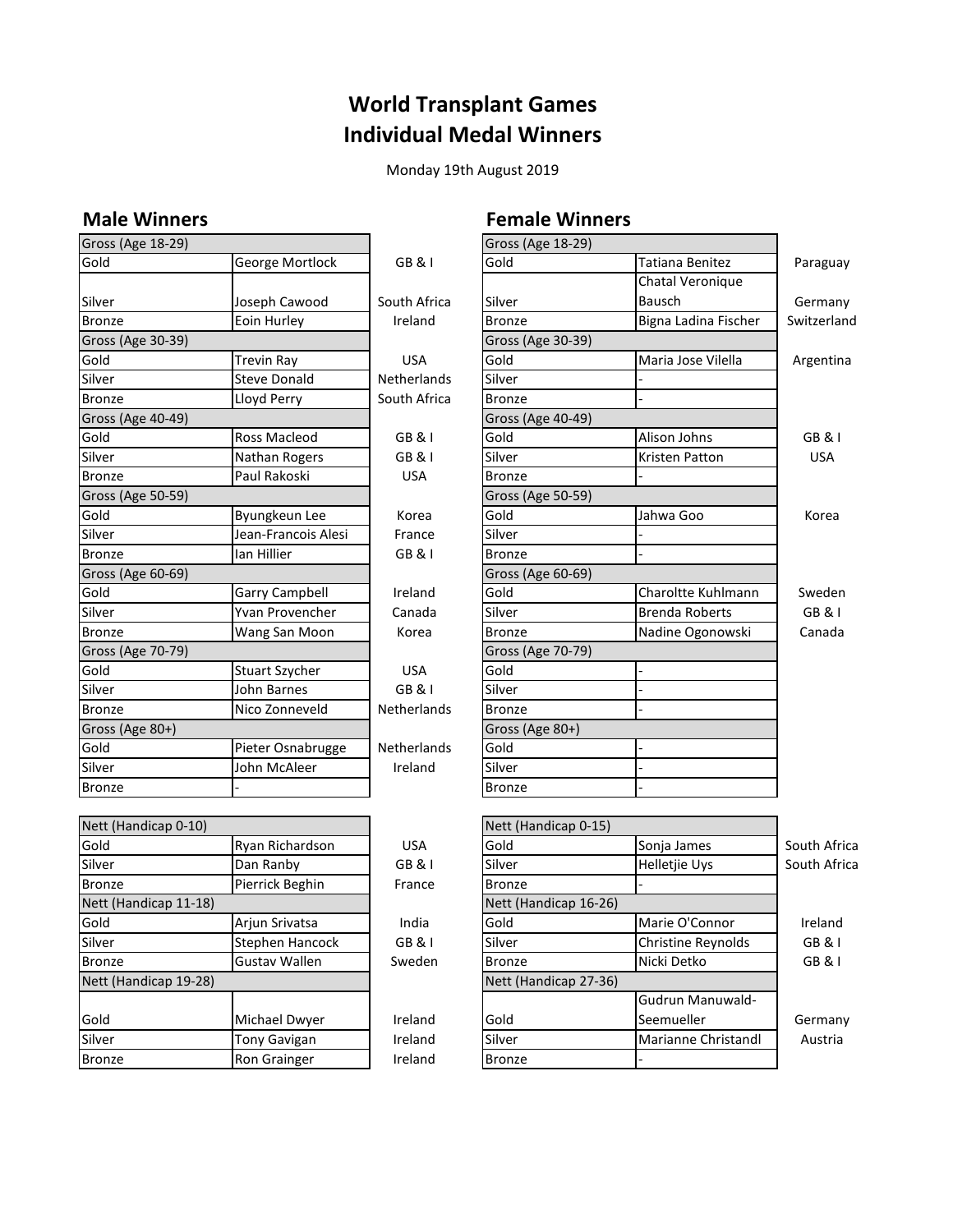# World Transplant Games
# Individual Medal Winners

Monday 19th August 2019

## Male Winners

| Gross (Age 18-29) | | |
|---|---|---|
| Gold | George Mortlock | GB & I |
| Silver | Joseph Cawood | South Africa |
| Bronze | Eoin Hurley | Ireland |
| **Gross (Age 30-39)** | | |
| Gold | Trevin Ray | USA |
| Silver | Steve Donald | Netherlands |
| Bronze | Lloyd Perry | South Africa |
| **Gross (Age 40-49)** | | |
| Gold | Ross Macleod | GB & I |
| Silver | Nathan Rogers | GB & I |
| Bronze | Paul Rakoski | USA |
| **Gross (Age 50-59)** | | |
| Gold | Byungkeun Lee | Korea |
| Silver | Jean-Francois Alesi | France |
| Bronze | Ian Hillier | GB & I |
| **Gross (Age 60-69)** | | |
| Gold | Garry Campbell | Ireland |
| Silver | Yvan Provencher | Canada |
| Bronze | Wang San Moon | Korea |
| **Gross (Age 70-79)** | | |
| Gold | Stuart Szycher | USA |
| Silver | John Barnes | GB & I |
| Bronze | Nico Zonneveld | Netherlands |
| **Gross (Age 80+)** | | |
| Gold | Pieter Osnabrugge | Netherlands |
| Silver | John McAleer | Ireland |
| Bronze | - | |

| Nett (Handicap 0-10) | | |
|---|---|---|
| Gold | Ryan Richardson | USA |
| Silver | Dan Ranby | GB & I |
| Bronze | Pierrick Beghin | France |
| **Nett (Handicap 11-18)** | | |
| Gold | Arjun Srivatsa | India |
| Silver | Stephen Hancock | GB & I |
| Bronze | Gustav Wallen | Sweden |
| **Nett (Handicap 19-28)** | | |
| Gold | Michael Dwyer | Ireland |
| Silver | Tony Gavigan | Ireland |
| Bronze | Ron Grainger | Ireland |

## Female Winners

| Gross (Age 18-29) | | |
|---|---|---|
| Gold | Tatiana Benitez | Paraguay |
| Silver | Chatal Veronique Bausch | Germany |
| Bronze | Bigna Ladina Fischer | Switzerland |
| **Gross (Age 30-39)** | | |
| Gold | Maria Jose Vilella | Argentina |
| Silver | - | |
| Bronze | - | |
| **Gross (Age 40-49)** | | |
| Gold | Alison Johns | GB & I |
| Silver | Kristen Patton | USA |
| Bronze | - | |
| **Gross (Age 50-59)** | | |
| Gold | Jahwa Goo | Korea |
| Silver | - | |
| Bronze | - | |
| **Gross (Age 60-69)** | | |
| Gold | Charoltte Kuhlmann | Sweden |
| Silver | Brenda Roberts | GB & I |
| Bronze | Nadine Ogonowski | Canada |
| **Gross (Age 70-79)** | | |
| Gold | - | |
| Silver | - | |
| Bronze | - | |
| **Gross (Age 80+)** | | |
| Gold | - | |
| Silver | - | |
| Bronze | - | |

| Nett (Handicap 0-15) | | |
|---|---|---|
| Gold | Sonja James | South Africa |
| Silver | Helletjie Uys | South Africa |
| Bronze | - | |
| **Nett (Handicap 16-26)** | | |
| Gold | Marie O'Connor | Ireland |
| Silver | Christine Reynolds | GB & I |
| Bronze | Nicki Detko | GB & I |
| **Nett (Handicap 27-36)** | | |
| Gold | Gudrun Manuwald-Seemueller | Germany |
| Silver | Marianne Christandl | Austria |
| Bronze | - | |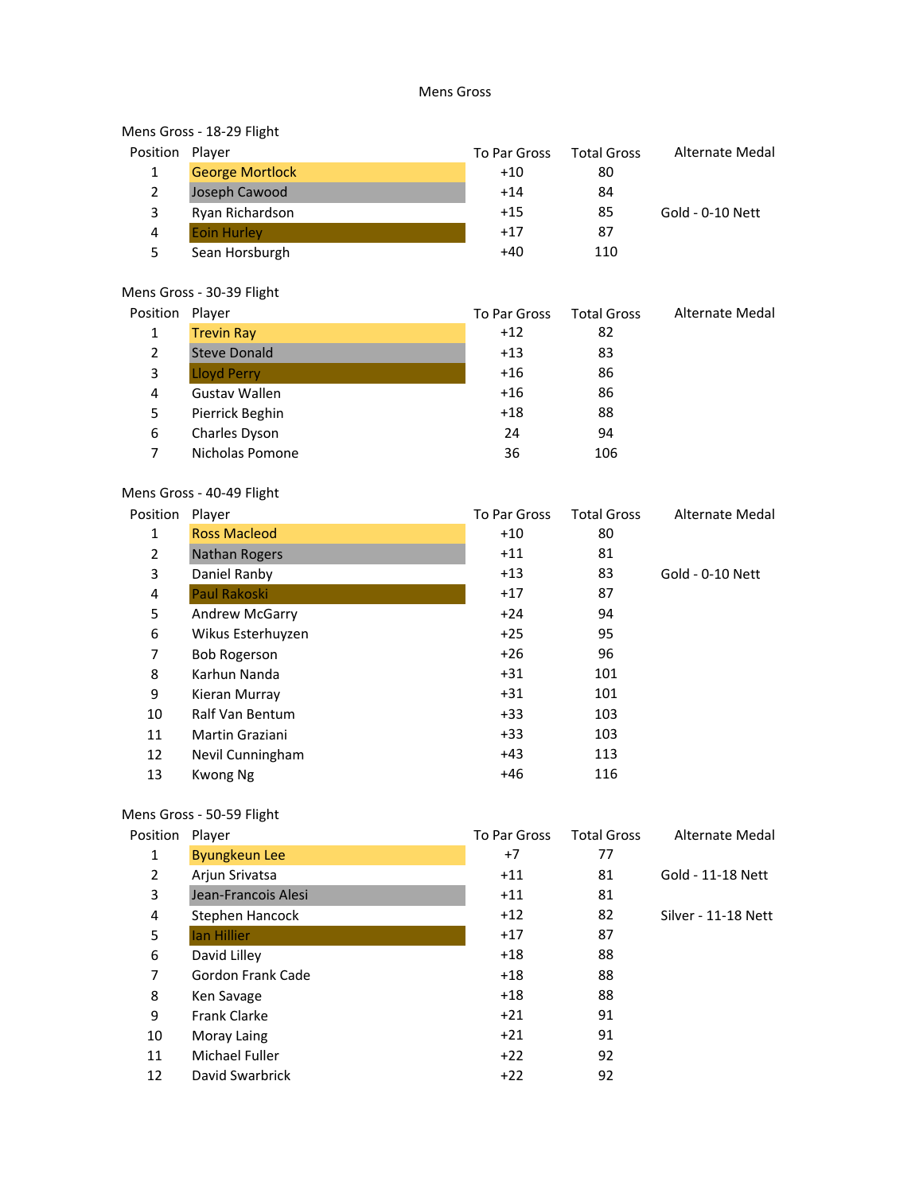# Mens Gross

## Mens Gross - 18-29 Flight

| Position | Player | To Par Gross | Total Gross | Alternate Medal |
|---|---|---|---|---|
| 1 | George Mortlock | +10 | 80 | |
| 2 | Joseph Cawood | +14 | 84 | |
| 3 | Ryan Richardson | +15 | 85 | Gold - 0-10 Nett |
| 4 | Eoin Hurley | +17 | 87 | |
| 5 | Sean Horsburgh | +40 | 110 | |

## Mens Gross - 30-39 Flight

| Position | Player | To Par Gross | Total Gross | Alternate Medal |
|---|---|---|---|---|
| 1 | Trevin Ray | +12 | 82 | |
| 2 | Steve Donald | +13 | 83 | |
| 3 | Lloyd Perry | +16 | 86 | |
| 4 | Gustav Wallen | +16 | 86 | |
| 5 | Pierrick Beghin | +18 | 88 | |
| 6 | Charles Dyson | 24 | 94 | |
| 7 | Nicholas Pomone | 36 | 106 | |

## Mens Gross - 40-49 Flight

| Position | Player | To Par Gross | Total Gross | Alternate Medal |
|---|---|---|---|---|
| 1 | Ross Macleod | +10 | 80 | |
| 2 | Nathan Rogers | +11 | 81 | |
| 3 | Daniel Ranby | +13 | 83 | Gold - 0-10 Nett |
| 4 | Paul Rakoski | +17 | 87 | |
| 5 | Andrew McGarry | +24 | 94 | |
| 6 | Wikus Esterhuyzen | +25 | 95 | |
| 7 | Bob Rogerson | +26 | 96 | |
| 8 | Karhun Nanda | +31 | 101 | |
| 9 | Kieran Murray | +31 | 101 | |
| 10 | Ralf Van Bentum | +33 | 103 | |
| 11 | Martin Graziani | +33 | 103 | |
| 12 | Nevil Cunningham | +43 | 113 | |
| 13 | Kwong Ng | +46 | 116 | |

## Mens Gross - 50-59 Flight

| Position | Player | To Par Gross | Total Gross | Alternate Medal |
|---|---|---|---|---|
| 1 | Byungkeun Lee | +7 | 77 | |
| 2 | Arjun Srivatsa | +11 | 81 | Gold - 11-18 Nett |
| 3 | Jean-Francois Alesi | +11 | 81 | |
| 4 | Stephen Hancock | +12 | 82 | Silver - 11-18 Nett |
| 5 | Ian Hillier | +17 | 87 | |
| 6 | David Lilley | +18 | 88 | |
| 7 | Gordon Frank Cade | +18 | 88 | |
| 8 | Ken Savage | +18 | 88 | |
| 9 | Frank Clarke | +21 | 91 | |
| 10 | Moray Laing | +21 | 91 | |
| 11 | Michael Fuller | +22 | 92 | |
| 12 | David Swarbrick | +22 | 92 | |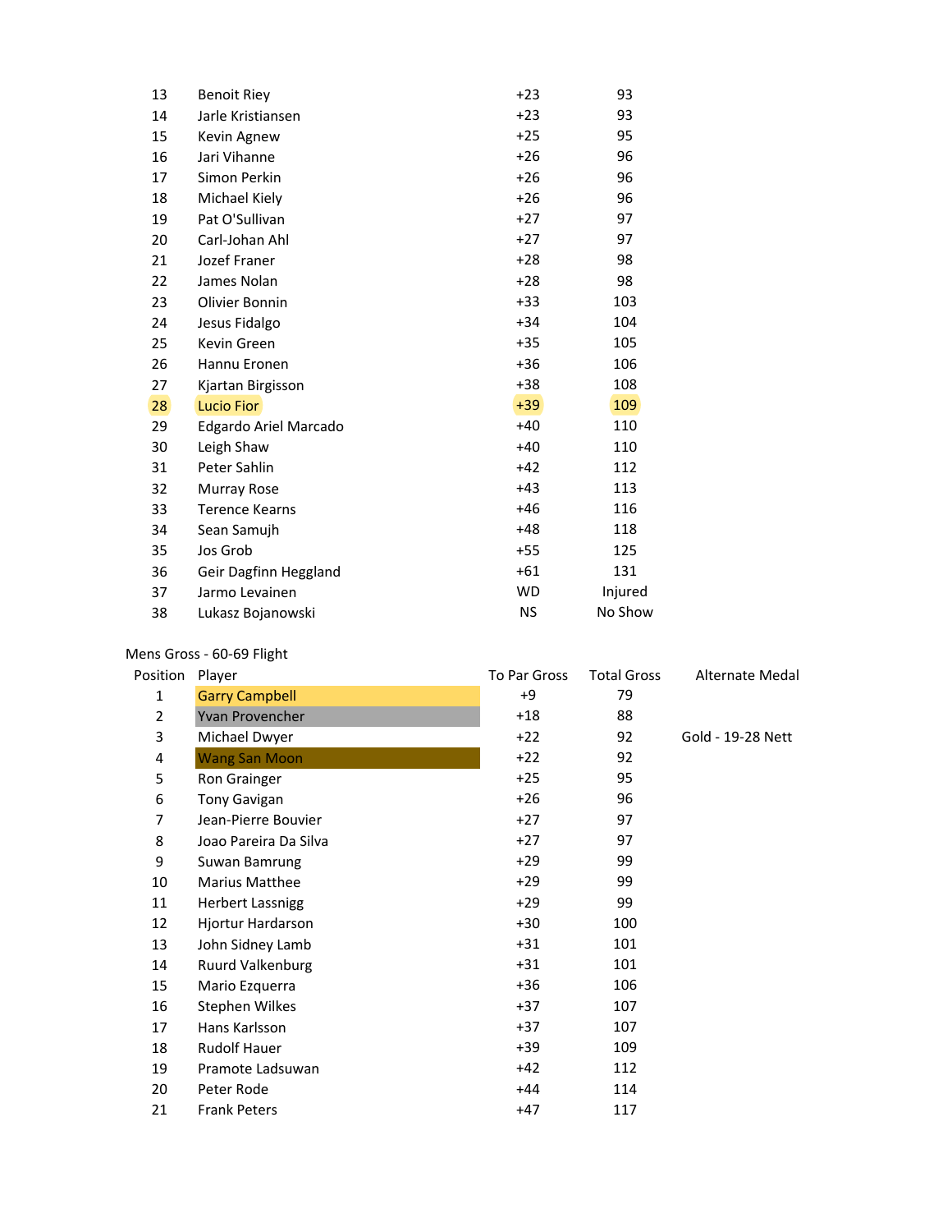| | | | |
|---|---|---|---|
| 13 | Benoit Riey | +23 | 93 |
| 14 | Jarle Kristiansen | +23 | 93 |
| 15 | Kevin Agnew | +25 | 95 |
| 16 | Jari Vihanne | +26 | 96 |
| 17 | Simon Perkin | +26 | 96 |
| 18 | Michael Kiely | +26 | 96 |
| 19 | Pat O'Sullivan | +27 | 97 |
| 20 | Carl-Johan Ahl | +27 | 97 |
| 21 | Jozef Franer | +28 | 98 |
| 22 | James Nolan | +28 | 98 |
| 23 | Olivier Bonnin | +33 | 103 |
| 24 | Jesus Fidalgo | +34 | 104 |
| 25 | Kevin Green | +35 | 105 |
| 26 | Hannu Eronen | +36 | 106 |
| 27 | Kjartan Birgisson | +38 | 108 |
| 28 | Lucio Fior | +39 | 109 |
| 29 | Edgardo Ariel Marcado | +40 | 110 |
| 30 | Leigh Shaw | +40 | 110 |
| 31 | Peter Sahlin | +42 | 112 |
| 32 | Murray Rose | +43 | 113 |
| 33 | Terence Kearns | +46 | 116 |
| 34 | Sean Samujh | +48 | 118 |
| 35 | Jos Grob | +55 | 125 |
| 36 | Geir Dagfinn Heggland | +61 | 131 |
| 37 | Jarmo Levainen | WD | Injured |
| 38 | Lukasz Bojanowski | NS | No Show |

Mens Gross - 60-69 Flight

| Position | Player | To Par Gross | Total Gross | Alternate Medal |
|---|---|---|---|---|
| 1 | Garry Campbell | +9 | 79 | |
| 2 | Yvan Provencher | +18 | 88 | |
| 3 | Michael Dwyer | +22 | 92 | Gold - 19-28 Nett |
| 4 | Wang San Moon | +22 | 92 | |
| 5 | Ron Grainger | +25 | 95 | |
| 6 | Tony Gavigan | +26 | 96 | |
| 7 | Jean-Pierre Bouvier | +27 | 97 | |
| 8 | Joao Pareira Da Silva | +27 | 97 | |
| 9 | Suwan Bamrung | +29 | 99 | |
| 10 | Marius Matthee | +29 | 99 | |
| 11 | Herbert Lassnigg | +29 | 99 | |
| 12 | Hjortur Hardarson | +30 | 100 | |
| 13 | John Sidney Lamb | +31 | 101 | |
| 14 | Ruurd Valkenburg | +31 | 101 | |
| 15 | Mario Ezquerra | +36 | 106 | |
| 16 | Stephen Wilkes | +37 | 107 | |
| 17 | Hans Karlsson | +37 | 107 | |
| 18 | Rudolf Hauer | +39 | 109 | |
| 19 | Pramote Ladsuwan | +42 | 112 | |
| 20 | Peter Rode | +44 | 114 | |
| 21 | Frank Peters | +47 | 117 | |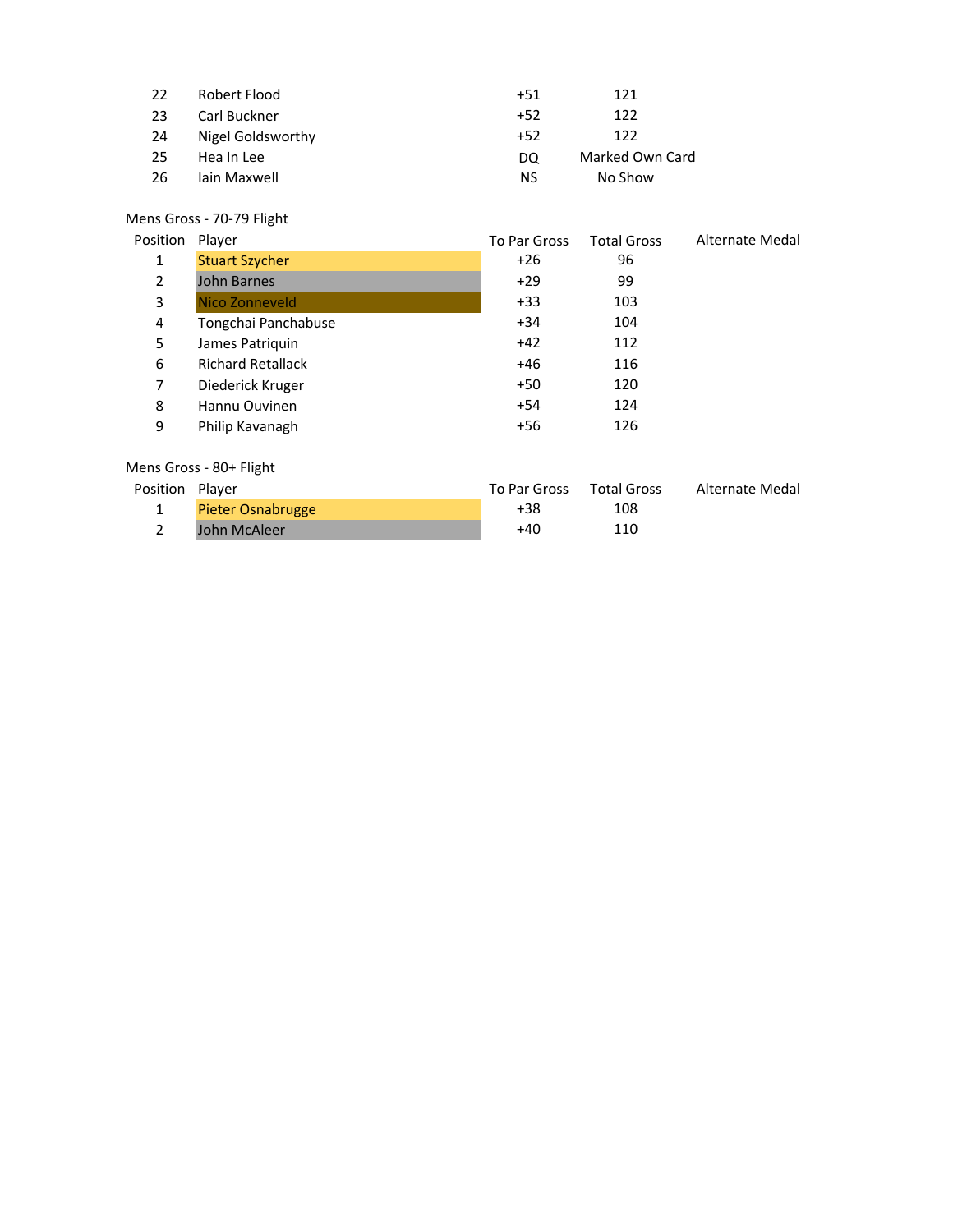| Position | Player | To Par Gross | Total Gross | Alternate Medal |
|---|---|---|---|---|
| 22 | Robert Flood | +51 | 121 | |
| 23 | Carl Buckner | +52 | 122 | |
| 24 | Nigel Goldsworthy | +52 | 122 | |
| 25 | Hea In Lee | DQ | Marked Own Card | |
| 26 | Iain Maxwell | NS | No Show | |

Mens Gross - 70-79 Flight

| Position | Player | To Par Gross | Total Gross | Alternate Medal |
|---|---|---|---|---|
| 1 | Stuart Szycher | +26 | 96 | |
| 2 | John Barnes | +29 | 99 | |
| 3 | Nico Zonneveld | +33 | 103 | |
| 4 | Tongchai Panchabuse | +34 | 104 | |
| 5 | James Patriquin | +42 | 112 | |
| 6 | Richard Retallack | +46 | 116 | |
| 7 | Diederick Kruger | +50 | 120 | |
| 8 | Hannu Ouvinen | +54 | 124 | |
| 9 | Philip Kavanagh | +56 | 126 | |

Mens Gross - 80+ Flight

| Position | Player | To Par Gross | Total Gross | Alternate Medal |
|---|---|---|---|---|
| 1 | Pieter Osnabrugge | +38 | 108 | |
| 2 | John McAleer | +40 | 110 | |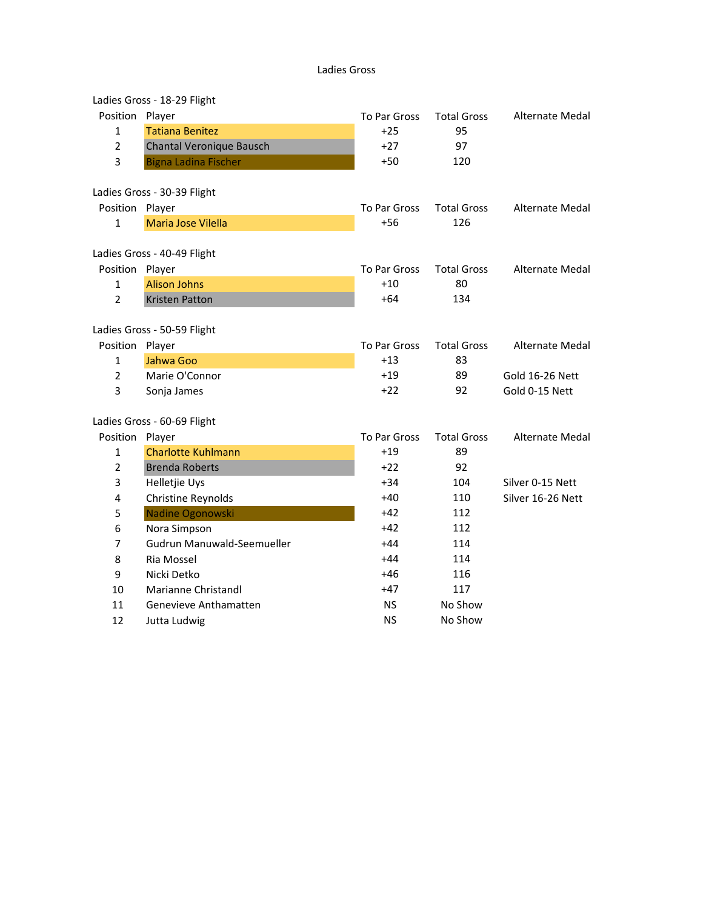# Ladies Gross

## Ladies Gross - 18-29 Flight

| Position | Player | To Par Gross | Total Gross | Alternate Medal |
|---|---|---|---|---|
| 1 | Tatiana Benitez | +25 | 95 | |
| 2 | Chantal Veronique Bausch | +27 | 97 | |
| 3 | Bigna Ladina Fischer | +50 | 120 | |

## Ladies Gross - 30-39 Flight

| Position | Player | To Par Gross | Total Gross | Alternate Medal |
|---|---|---|---|---|
| 1 | Maria Jose Vilella | +56 | 126 | |

## Ladies Gross - 40-49 Flight

| Position | Player | To Par Gross | Total Gross | Alternate Medal |
|---|---|---|---|---|
| 1 | Alison Johns | +10 | 80 | |
| 2 | Kristen Patton | +64 | 134 | |

## Ladies Gross - 50-59 Flight

| Position | Player | To Par Gross | Total Gross | Alternate Medal |
|---|---|---|---|---|
| 1 | Jahwa Goo | +13 | 83 | |
| 2 | Marie O'Connor | +19 | 89 | Gold 16-26 Nett |
| 3 | Sonja James | +22 | 92 | Gold 0-15 Nett |

## Ladies Gross - 60-69 Flight

| Position | Player | To Par Gross | Total Gross | Alternate Medal |
|---|---|---|---|---|
| 1 | Charlotte Kuhlmann | +19 | 89 | |
| 2 | Brenda Roberts | +22 | 92 | |
| 3 | Helletjie Uys | +34 | 104 | Silver 0-15 Nett |
| 4 | Christine Reynolds | +40 | 110 | Silver 16-26 Nett |
| 5 | Nadine Ogonowski | +42 | 112 | |
| 6 | Nora Simpson | +42 | 112 | |
| 7 | Gudrun Manuwald-Seemueller | +44 | 114 | |
| 8 | Ria Mossel | +44 | 114 | |
| 9 | Nicki Detko | +46 | 116 | |
| 10 | Marianne Christandl | +47 | 117 | |
| 11 | Genevieve Anthamatten | NS | No Show | |
| 12 | Jutta Ludwig | NS | No Show | |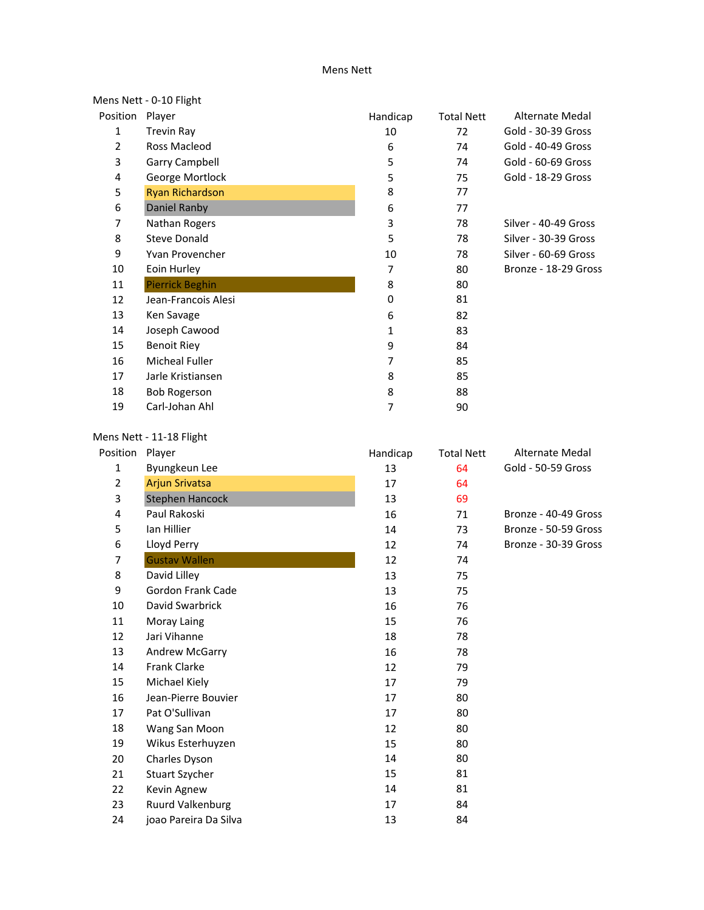# Mens Nett

## Mens Nett - 0-10 Flight

| Position | Player | Handicap | Total Nett | Alternate Medal |
|---|---|---|---|---|
| 1 | Trevin Ray | 10 | 72 | Gold - 30-39 Gross |
| 2 | Ross Macleod | 6 | 74 | Gold - 40-49 Gross |
| 3 | Garry Campbell | 5 | 74 | Gold - 60-69 Gross |
| 4 | George Mortlock | 5 | 75 | Gold - 18-29 Gross |
| 5 | Ryan Richardson | 8 | 77 | |
| 6 | Daniel Ranby | 6 | 77 | |
| 7 | Nathan Rogers | 3 | 78 | Silver - 40-49 Gross |
| 8 | Steve Donald | 5 | 78 | Silver - 30-39 Gross |
| 9 | Yvan Provencher | 10 | 78 | Silver - 60-69 Gross |
| 10 | Eoin Hurley | 7 | 80 | Bronze - 18-29 Gross |
| 11 | Pierrick Beghin | 8 | 80 | |
| 12 | Jean-Francois Alesi | 0 | 81 | |
| 13 | Ken Savage | 6 | 82 | |
| 14 | Joseph Cawood | 1 | 83 | |
| 15 | Benoit Riey | 9 | 84 | |
| 16 | Micheal Fuller | 7 | 85 | |
| 17 | Jarle Kristiansen | 8 | 85 | |
| 18 | Bob Rogerson | 8 | 88 | |
| 19 | Carl-Johan Ahl | 7 | 90 | |

## Mens Nett - 11-18 Flight

| Position | Player | Handicap | Total Nett | Alternate Medal |
|---|---|---|---|---|
| 1 | Byungkeun Lee | 13 | 64 | Gold - 50-59 Gross |
| 2 | Arjun Srivatsa | 17 | 64 | |
| 3 | Stephen Hancock | 13 | 69 | |
| 4 | Paul Rakoski | 16 | 71 | Bronze - 40-49 Gross |
| 5 | Ian Hillier | 14 | 73 | Bronze - 50-59 Gross |
| 6 | Lloyd Perry | 12 | 74 | Bronze - 30-39 Gross |
| 7 | Gustav Wallen | 12 | 74 | |
| 8 | David Lilley | 13 | 75 | |
| 9 | Gordon Frank Cade | 13 | 75 | |
| 10 | David Swarbrick | 16 | 76 | |
| 11 | Moray Laing | 15 | 76 | |
| 12 | Jari Vihanne | 18 | 78 | |
| 13 | Andrew McGarry | 16 | 78 | |
| 14 | Frank Clarke | 12 | 79 | |
| 15 | Michael Kiely | 17 | 79 | |
| 16 | Jean-Pierre Bouvier | 17 | 80 | |
| 17 | Pat O'Sullivan | 17 | 80 | |
| 18 | Wang San Moon | 12 | 80 | |
| 19 | Wikus Esterhuyzen | 15 | 80 | |
| 20 | Charles Dyson | 14 | 80 | |
| 21 | Stuart Szycher | 15 | 81 | |
| 22 | Kevin Agnew | 14 | 81 | |
| 23 | Ruurd Valkenburg | 17 | 84 | |
| 24 | joao Pareira Da Silva | 13 | 84 | |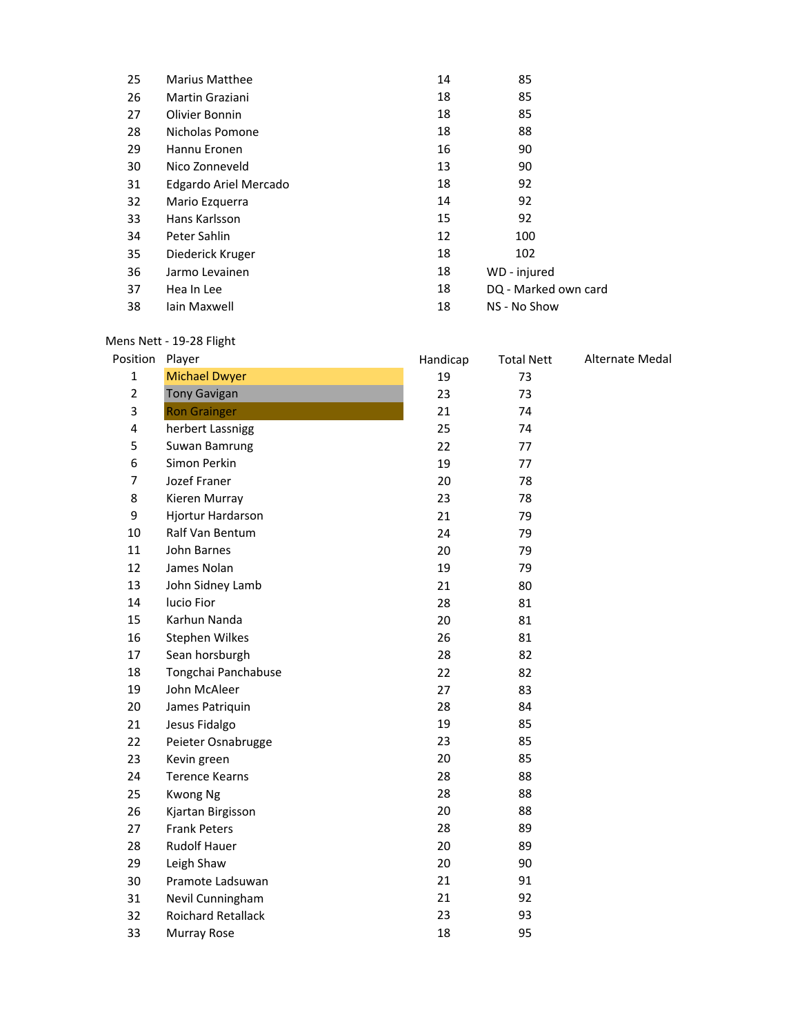| Position | Player | Handicap | Total Nett | Alternate Medal |
|---|---|---|---|---|
| 25 | Marius Matthee | 14 | 85 | |
| 26 | Martin Graziani | 18 | 85 | |
| 27 | Olivier Bonnin | 18 | 85 | |
| 28 | Nicholas Pomone | 18 | 88 | |
| 29 | Hannu Eronen | 16 | 90 | |
| 30 | Nico Zonneveld | 13 | 90 | |
| 31 | Edgardo Ariel Mercado | 18 | 92 | |
| 32 | Mario Ezquerra | 14 | 92 | |
| 33 | Hans Karlsson | 15 | 92 | |
| 34 | Peter Sahlin | 12 | 100 | |
| 35 | Diederick Kruger | 18 | 102 | |
| 36 | Jarmo Levainen | 18 | WD - injured | |
| 37 | Hea In Lee | 18 | DQ - Marked own card | |
| 38 | Iain Maxwell | 18 | NS - No Show | |

Mens Nett - 19-28 Flight

| Position | Player | Handicap | Total Nett | Alternate Medal |
|---|---|---|---|---|
| 1 | Michael Dwyer | 19 | 73 | |
| 2 | Tony Gavigan | 23 | 73 | |
| 3 | Ron Grainger | 21 | 74 | |
| 4 | herbert Lassnigg | 25 | 74 | |
| 5 | Suwan Bamrung | 22 | 77 | |
| 6 | Simon Perkin | 19 | 77 | |
| 7 | Jozef Franer | 20 | 78 | |
| 8 | Kieren Murray | 23 | 78 | |
| 9 | Hjortur Hardarson | 21 | 79 | |
| 10 | Ralf Van Bentum | 24 | 79 | |
| 11 | John Barnes | 20 | 79 | |
| 12 | James Nolan | 19 | 79 | |
| 13 | John Sidney Lamb | 21 | 80 | |
| 14 | lucio Fior | 28 | 81 | |
| 15 | Karhun Nanda | 20 | 81 | |
| 16 | Stephen Wilkes | 26 | 81 | |
| 17 | Sean horsburgh | 28 | 82 | |
| 18 | Tongchai Panchabuse | 22 | 82 | |
| 19 | John McAleer | 27 | 83 | |
| 20 | James Patriquin | 28 | 84 | |
| 21 | Jesus Fidalgo | 19 | 85 | |
| 22 | Peieter Osnabrugge | 23 | 85 | |
| 23 | Kevin green | 20 | 85 | |
| 24 | Terence Kearns | 28 | 88 | |
| 25 | Kwong Ng | 28 | 88 | |
| 26 | Kjartan Birgisson | 20 | 88 | |
| 27 | Frank Peters | 28 | 89 | |
| 28 | Rudolf Hauer | 20 | 89 | |
| 29 | Leigh Shaw | 20 | 90 | |
| 30 | Pramote Ladsuwan | 21 | 91 | |
| 31 | Nevil Cunningham | 21 | 92 | |
| 32 | Roichard Retallack | 23 | 93 | |
| 33 | Murray Rose | 18 | 95 | |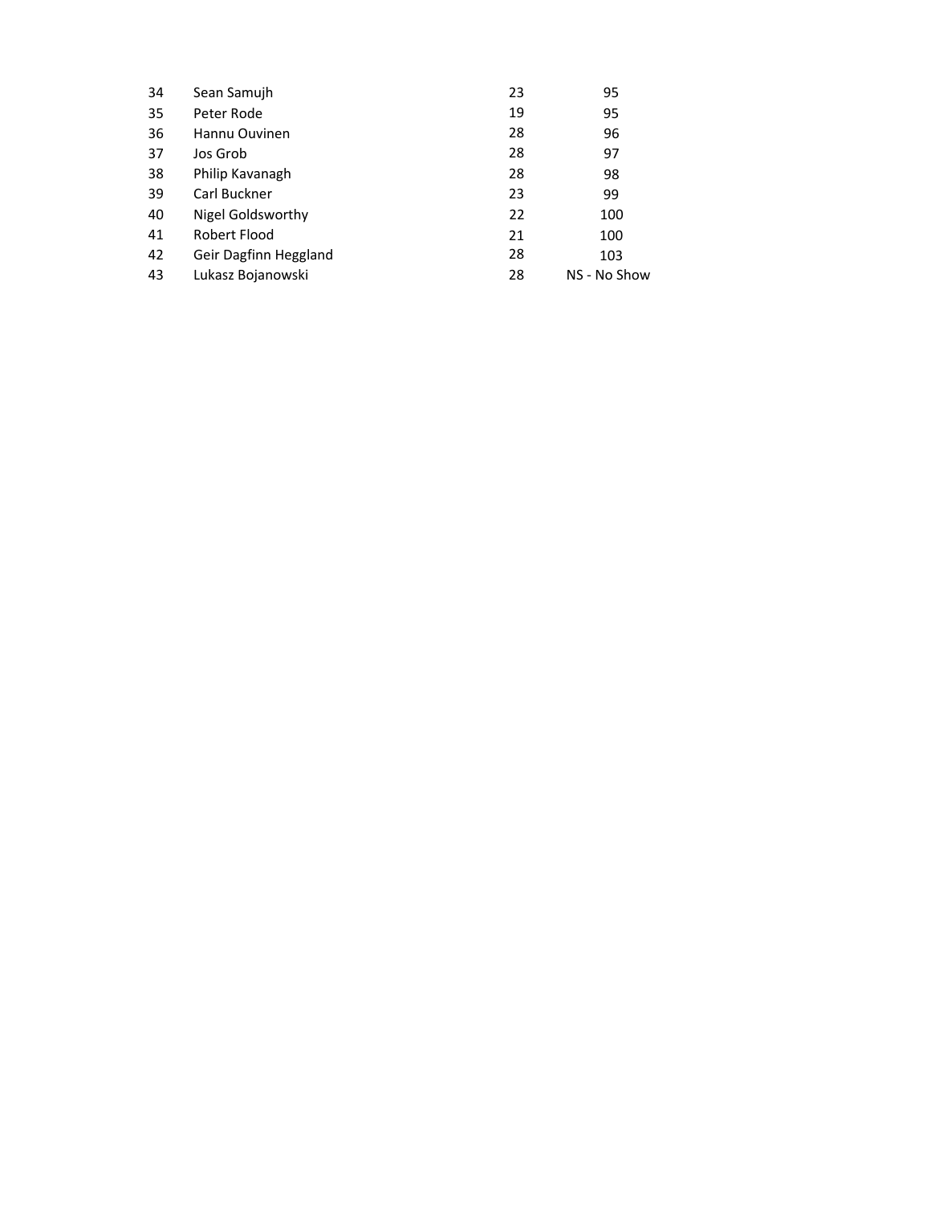| | | | |
|---|---|---|---|
| 34 | Sean Samujh | 23 | 95 |
| 35 | Peter Rode | 19 | 95 |
| 36 | Hannu Ouvinen | 28 | 96 |
| 37 | Jos Grob | 28 | 97 |
| 38 | Philip Kavanagh | 28 | 98 |
| 39 | Carl Buckner | 23 | 99 |
| 40 | Nigel Goldsworthy | 22 | 100 |
| 41 | Robert Flood | 21 | 100 |
| 42 | Geir Dagfinn Heggland | 28 | 103 |
| 43 | Lukasz Bojanowski | 28 | NS - No Show |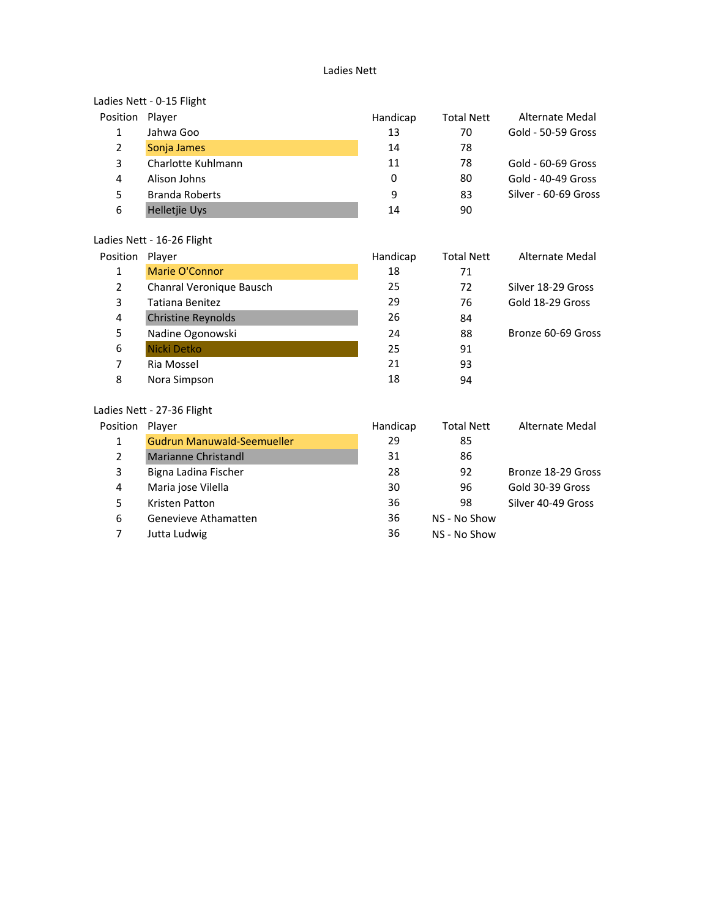# Ladies Nett

## Ladies Nett - 0-15 Flight

| Position | Player | Handicap | Total Nett | Alternate Medal |
|---|---|---|---|---|
| 1 | Jahwa Goo | 13 | 70 | Gold - 50-59 Gross |
| 2 | Sonja James | 14 | 78 | |
| 3 | Charlotte Kuhlmann | 11 | 78 | Gold - 60-69 Gross |
| 4 | Alison Johns | 0 | 80 | Gold - 40-49 Gross |
| 5 | Branda Roberts | 9 | 83 | Silver - 60-69 Gross |
| 6 | Helletjie Uys | 14 | 90 | |

## Ladies Nett - 16-26 Flight

| Position | Player | Handicap | Total Nett | Alternate Medal |
|---|---|---|---|---|
| 1 | Marie O'Connor | 18 | 71 | |
| 2 | Chanral Veronique Bausch | 25 | 72 | Silver 18-29 Gross |
| 3 | Tatiana Benitez | 29 | 76 | Gold 18-29 Gross |
| 4 | Christine Reynolds | 26 | 84 | |
| 5 | Nadine Ogonowski | 24 | 88 | Bronze 60-69 Gross |
| 6 | Nicki Detko | 25 | 91 | |
| 7 | Ria Mossel | 21 | 93 | |
| 8 | Nora Simpson | 18 | 94 | |

## Ladies Nett - 27-36 Flight

| Position | Player | Handicap | Total Nett | Alternate Medal |
|---|---|---|---|---|
| 1 | Gudrun Manuwald-Seemueller | 29 | 85 | |
| 2 | Marianne Christandl | 31 | 86 | |
| 3 | Bigna Ladina Fischer | 28 | 92 | Bronze 18-29 Gross |
| 4 | Maria jose Vilella | 30 | 96 | Gold 30-39 Gross |
| 5 | Kristen Patton | 36 | 98 | Silver 40-49 Gross |
| 6 | Genevieve Athamatten | 36 | NS - No Show | |
| 7 | Jutta Ludwig | 36 | NS - No Show | |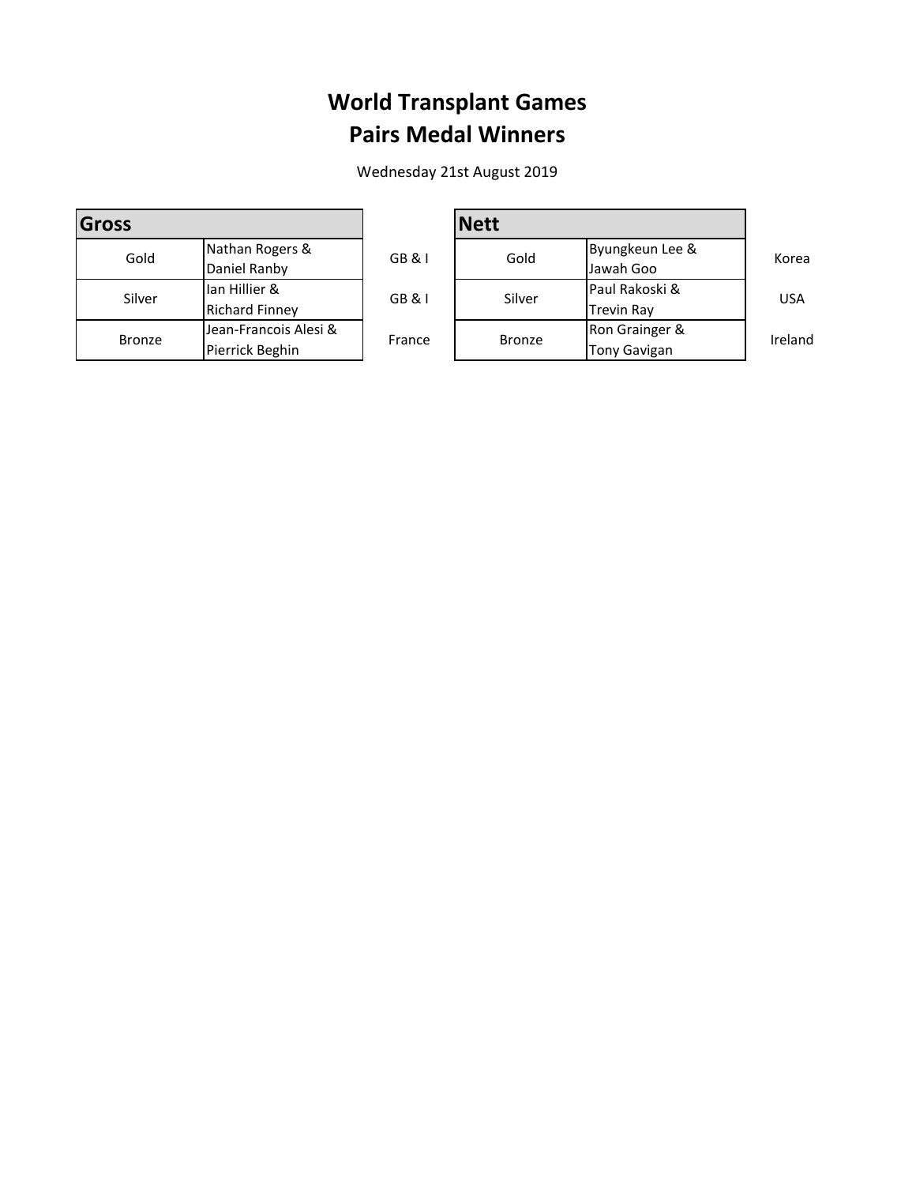# World Transplant Games
## Pairs Medal Winners

Wednesday 21st August 2019

| Gross | | |
|---|---|---|
| Gold | Nathan Rogers & Daniel Ranby | GB & I |
| Silver | Ian Hillier & Richard Finney | GB & I |
| Bronze | Jean-Francois Alesi & Pierrick Beghin | France |

| Nett | | |
|---|---|---|
| Gold | Byungkeun Lee & Jawah Goo | Korea |
| Silver | Paul Rakoski & Trevin Ray | USA |
| Bronze | Ron Grainger & Tony Gavigan | Ireland |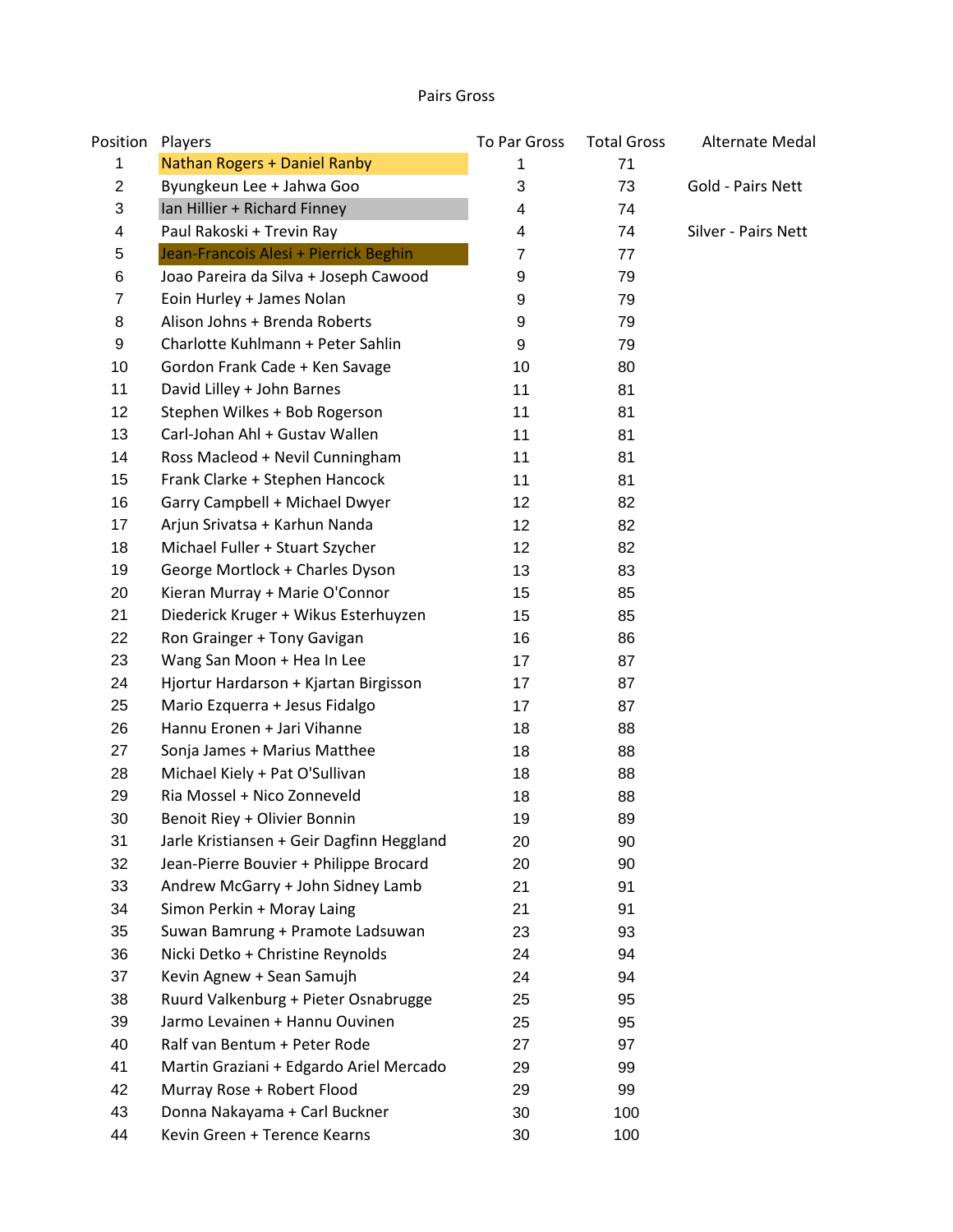# Pairs Gross

| Position | Players | To Par Gross | Total Gross | Alternate Medal |
|---|---|---|---|---|
| 1 | Nathan Rogers + Daniel Ranby | 1 | 71 | |
| 2 | Byungkeun Lee + Jahwa Goo | 3 | 73 | Gold - Pairs Nett |
| 3 | Ian Hillier + Richard Finney | 4 | 74 | |
| 4 | Paul Rakoski + Trevin Ray | 4 | 74 | Silver - Pairs Nett |
| 5 | Jean-Francois Alesi + Pierrick Beghin | 7 | 77 | |
| 6 | Joao Pareira da Silva + Joseph Cawood | 9 | 79 | |
| 7 | Eoin Hurley + James Nolan | 9 | 79 | |
| 8 | Alison Johns + Brenda Roberts | 9 | 79 | |
| 9 | Charlotte Kuhlmann + Peter Sahlin | 9 | 79 | |
| 10 | Gordon Frank Cade + Ken Savage | 10 | 80 | |
| 11 | David Lilley + John Barnes | 11 | 81 | |
| 12 | Stephen Wilkes + Bob Rogerson | 11 | 81 | |
| 13 | Carl-Johan Ahl + Gustav Wallen | 11 | 81 | |
| 14 | Ross Macleod + Nevil Cunningham | 11 | 81 | |
| 15 | Frank Clarke + Stephen Hancock | 11 | 81 | |
| 16 | Garry Campbell + Michael Dwyer | 12 | 82 | |
| 17 | Arjun Srivatsa + Karhun Nanda | 12 | 82 | |
| 18 | Michael Fuller + Stuart Szycher | 12 | 82 | |
| 19 | George Mortlock + Charles Dyson | 13 | 83 | |
| 20 | Kieran Murray + Marie O'Connor | 15 | 85 | |
| 21 | Diederick Kruger + Wikus Esterhuyzen | 15 | 85 | |
| 22 | Ron Grainger + Tony Gavigan | 16 | 86 | |
| 23 | Wang San Moon + Hea In Lee | 17 | 87 | |
| 24 | Hjortur Hardarson + Kjartan Birgisson | 17 | 87 | |
| 25 | Mario Ezquerra + Jesus Fidalgo | 17 | 87 | |
| 26 | Hannu Eronen + Jari Vihanne | 18 | 88 | |
| 27 | Sonja James + Marius Matthee | 18 | 88 | |
| 28 | Michael Kiely + Pat O'Sullivan | 18 | 88 | |
| 29 | Ria Mossel + Nico Zonneveld | 18 | 88 | |
| 30 | Benoit Riey + Olivier Bonnin | 19 | 89 | |
| 31 | Jarle Kristiansen + Geir Dagfinn Heggland | 20 | 90 | |
| 32 | Jean-Pierre Bouvier + Philippe Brocard | 20 | 90 | |
| 33 | Andrew McGarry + John Sidney Lamb | 21 | 91 | |
| 34 | Simon Perkin + Moray Laing | 21 | 91 | |
| 35 | Suwan Bamrung + Pramote Ladsuwan | 23 | 93 | |
| 36 | Nicki Detko + Christine Reynolds | 24 | 94 | |
| 37 | Kevin Agnew + Sean Samujh | 24 | 94 | |
| 38 | Ruurd Valkenburg + Pieter Osnabrugge | 25 | 95 | |
| 39 | Jarmo Levainen + Hannu Ouvinen | 25 | 95 | |
| 40 | Ralf van Bentum + Peter Rode | 27 | 97 | |
| 41 | Martin Graziani + Edgardo Ariel Mercado | 29 | 99 | |
| 42 | Murray Rose + Robert Flood | 29 | 99 | |
| 43 | Donna Nakayama + Carl Buckner | 30 | 100 | |
| 44 | Kevin Green + Terence Kearns | 30 | 100 | |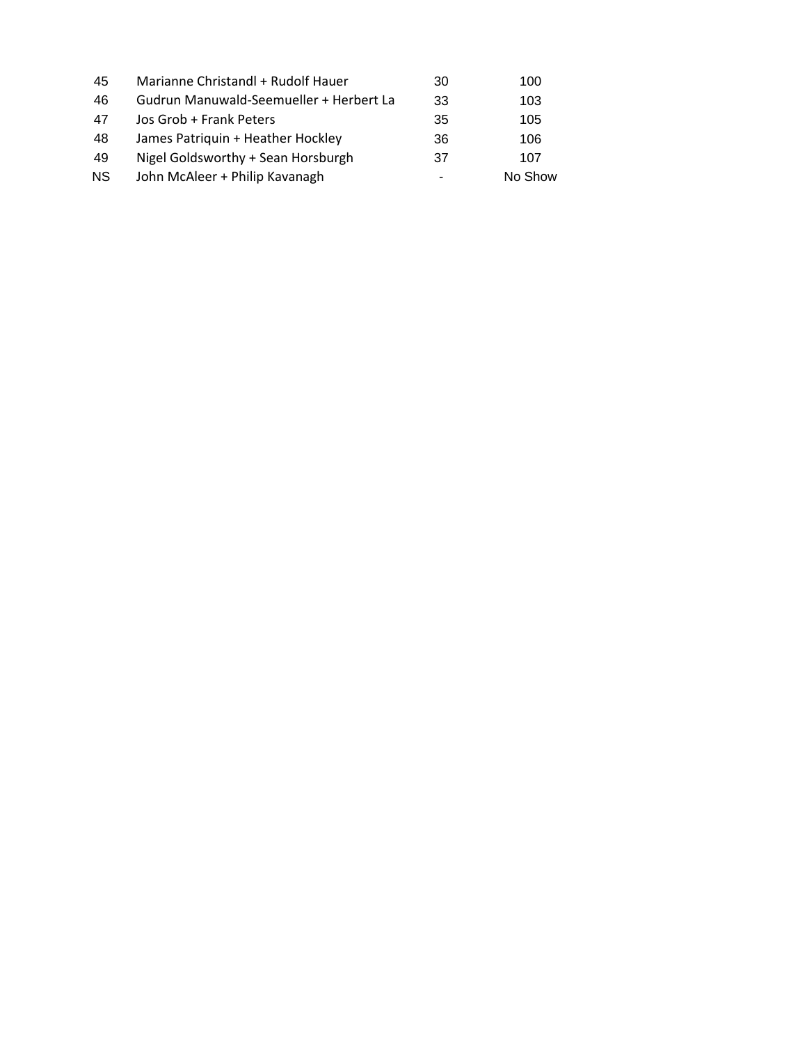| | | | |
|---|---|---|---|
| 45 | Marianne Christandl + Rudolf Hauer | 30 | 100 |
| 46 | Gudrun Manuwald-Seemueller + Herbert La | 33 | 103 |
| 47 | Jos Grob + Frank Peters | 35 | 105 |
| 48 | James Patriquin + Heather Hockley | 36 | 106 |
| 49 | Nigel Goldsworthy + Sean Horsburgh | 37 | 107 |
| NS | John McAleer + Philip Kavanagh | - | No Show |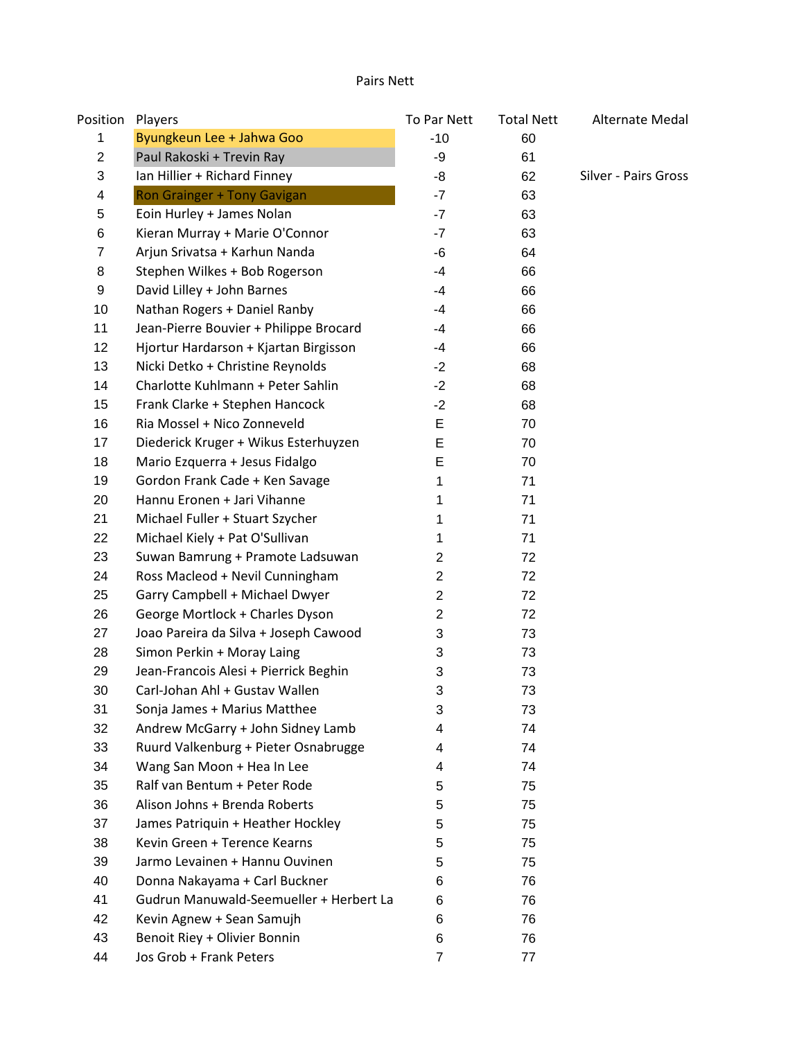# Pairs Nett

| Position | Players | To Par Nett | Total Nett | Alternate Medal |
|---|---|---|---|---|
| 1 | Byungkeun Lee + Jahwa Goo | -10 | 60 | |
| 2 | Paul Rakoski + Trevin Ray | -9 | 61 | |
| 3 | Ian Hillier + Richard Finney | -8 | 62 | Silver - Pairs Gross |
| 4 | Ron Grainger + Tony Gavigan | -7 | 63 | |
| 5 | Eoin Hurley + James Nolan | -7 | 63 | |
| 6 | Kieran Murray + Marie O'Connor | -7 | 63 | |
| 7 | Arjun Srivatsa + Karhun Nanda | -6 | 64 | |
| 8 | Stephen Wilkes + Bob Rogerson | -4 | 66 | |
| 9 | David Lilley + John Barnes | -4 | 66 | |
| 10 | Nathan Rogers + Daniel Ranby | -4 | 66 | |
| 11 | Jean-Pierre Bouvier + Philippe Brocard | -4 | 66 | |
| 12 | Hjortur Hardarson + Kjartan Birgisson | -4 | 66 | |
| 13 | Nicki Detko + Christine Reynolds | -2 | 68 | |
| 14 | Charlotte Kuhlmann + Peter Sahlin | -2 | 68 | |
| 15 | Frank Clarke + Stephen Hancock | -2 | 68 | |
| 16 | Ria Mossel + Nico Zonneveld | E | 70 | |
| 17 | Diederick Kruger + Wikus Esterhuyzen | E | 70 | |
| 18 | Mario Ezquerra + Jesus Fidalgo | E | 70 | |
| 19 | Gordon Frank Cade + Ken Savage | 1 | 71 | |
| 20 | Hannu Eronen + Jari Vihanne | 1 | 71 | |
| 21 | Michael Fuller + Stuart Szycher | 1 | 71 | |
| 22 | Michael Kiely + Pat O'Sullivan | 1 | 71 | |
| 23 | Suwan Bamrung + Pramote Ladsuwan | 2 | 72 | |
| 24 | Ross Macleod + Nevil Cunningham | 2 | 72 | |
| 25 | Garry Campbell + Michael Dwyer | 2 | 72 | |
| 26 | George Mortlock + Charles Dyson | 2 | 72 | |
| 27 | Joao Pareira da Silva + Joseph Cawood | 3 | 73 | |
| 28 | Simon Perkin + Moray Laing | 3 | 73 | |
| 29 | Jean-Francois Alesi + Pierrick Beghin | 3 | 73 | |
| 30 | Carl-Johan Ahl + Gustav Wallen | 3 | 73 | |
| 31 | Sonja James + Marius Matthee | 3 | 73 | |
| 32 | Andrew McGarry + John Sidney Lamb | 4 | 74 | |
| 33 | Ruurd Valkenburg + Pieter Osnabrugge | 4 | 74 | |
| 34 | Wang San Moon + Hea In Lee | 4 | 74 | |
| 35 | Ralf van Bentum + Peter Rode | 5 | 75 | |
| 36 | Alison Johns + Brenda Roberts | 5 | 75 | |
| 37 | James Patriquin + Heather Hockley | 5 | 75 | |
| 38 | Kevin Green + Terence Kearns | 5 | 75 | |
| 39 | Jarmo Levainen + Hannu Ouvinen | 5 | 75 | |
| 40 | Donna Nakayama + Carl Buckner | 6 | 76 | |
| 41 | Gudrun Manuwald-Seemueller + Herbert La | 6 | 76 | |
| 42 | Kevin Agnew + Sean Samujh | 6 | 76 | |
| 43 | Benoit Riey + Olivier Bonnin | 6 | 76 | |
| 44 | Jos Grob + Frank Peters | 7 | 77 | |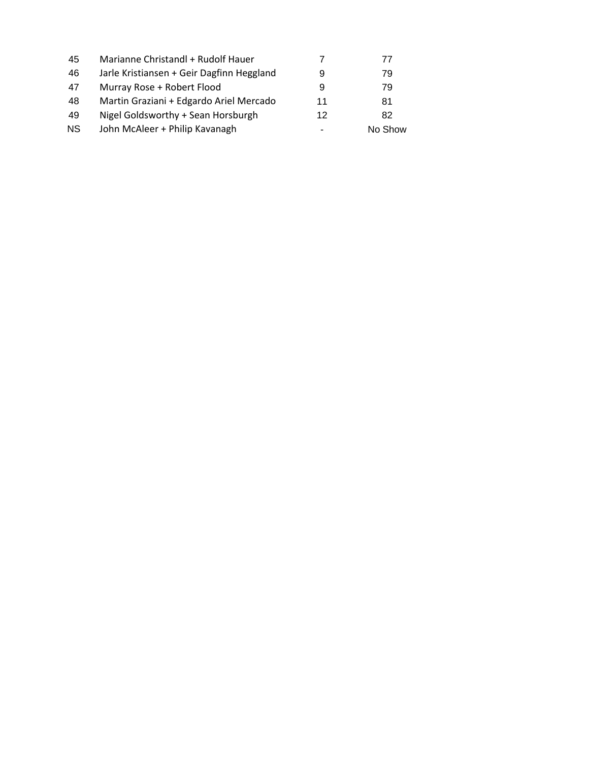| | | | |
|---|---|---|---|
| 45 | Marianne Christandl + Rudolf Hauer | 7 | 77 |
| 46 | Jarle Kristiansen + Geir Dagfinn Heggland | 9 | 79 |
| 47 | Murray Rose + Robert Flood | 9 | 79 |
| 48 | Martin Graziani + Edgardo Ariel Mercado | 11 | 81 |
| 49 | Nigel Goldsworthy + Sean Horsburgh | 12 | 82 |
| NS | John McAleer + Philip Kavanagh | - | No Show |